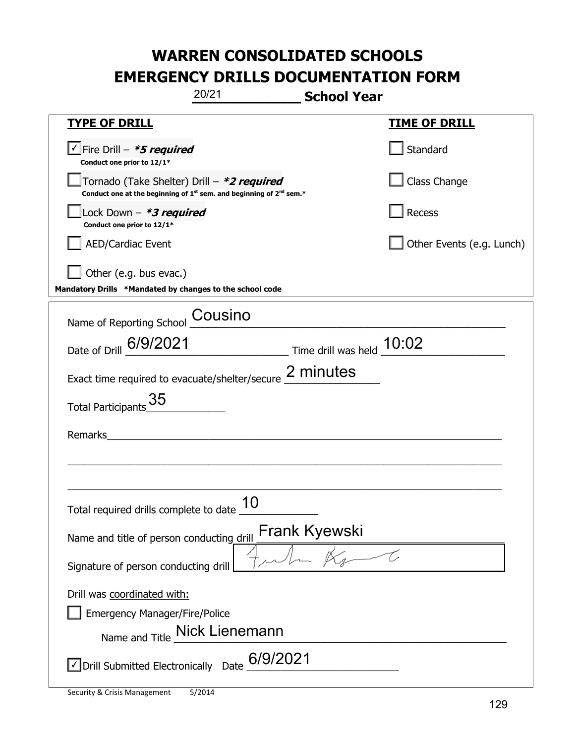# WARREN CONSOLIDATED SCHOOLS
# EMERGENCY DRILLS DOCUMENTATION FORM

20/21 **School Year**

| **TYPE OF DRILL** | **TIME OF DRILL** |
|---|---|
| ☑ Fire Drill – ***5 required*** **Conduct one prior to 12/1*** | ☐ Standard |
| ☐ Tornado (Take Shelter) Drill – ***2 required*** **Conduct one at the beginning of 1st sem. and beginning of 2nd sem.*** | ☐ Class Change |
| ☐ Lock Down – ***3 required*** **Conduct one prior to 12/1*** | ☐ Recess |
| ☐ AED/Cardiac Event | ☐ Other Events (e.g. Lunch) |
| ☐ Other (e.g. bus evac.) | |

**Mandatory Drills** ***Mandated by changes to the school code**

Name of Reporting School Cousino

Date of Drill 6/9/2021 Time drill was held 10:02

Exact time required to evacuate/shelter/secure 2 minutes

Total Participants 35

Remarks

Total required drills complete to date 10

Name and title of person conducting drill Frank Kyewski

Signature of person conducting drill [signature]

Drill was coordinated with:

☐ Emergency Manager/Fire/Police

Name and Title Nick Lienemann

☑ Drill Submitted Electronically Date 6/9/2021

Security & Crisis Management 5/2014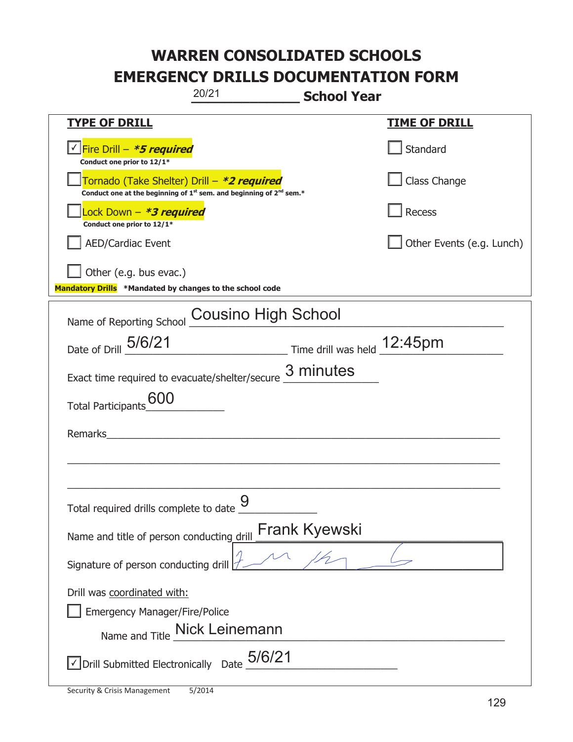# WARREN CONSOLIDATED SCHOOLS
# EMERGENCY DRILLS DOCUMENTATION FORM

20/21 **School Year**

| **TYPE OF DRILL** | **TIME OF DRILL** |
|---|---|
| ☑ Fire Drill – ***5 required*** <br> **Conduct one prior to 12/1*** | ☐ Standard |
| ☐ Tornado (Take Shelter) Drill – ***2 required*** <br> **Conduct one at the beginning of 1st sem. and beginning of 2nd sem.*** | ☐ Class Change |
| ☐ Lock Down – ***3 required*** <br> **Conduct one prior to 12/1*** | ☐ Recess |
| ☐ AED/Cardiac Event | ☐ Other Events (e.g. Lunch) |
| ☐ Other (e.g. bus evac.) | |

**Mandatory Drills** ***Mandated by changes to the school code**

Name of Reporting School: Cousino High School

Date of Drill: 5/6/21 Time drill was held: 12:45pm

Exact time required to evacuate/shelter/secure: 3 minutes

Total Participants: 600

Remarks: ______________________________

Total required drills complete to date: 9

Name and title of person conducting drill: Frank Kyewski

Signature of person conducting drill: [signature]

Drill was coordinated with:

☐ Emergency Manager/Fire/Police

Name and Title: Nick Leinemann

☑ Drill Submitted Electronically Date: 5/6/21

Security & Crisis Management 5/2014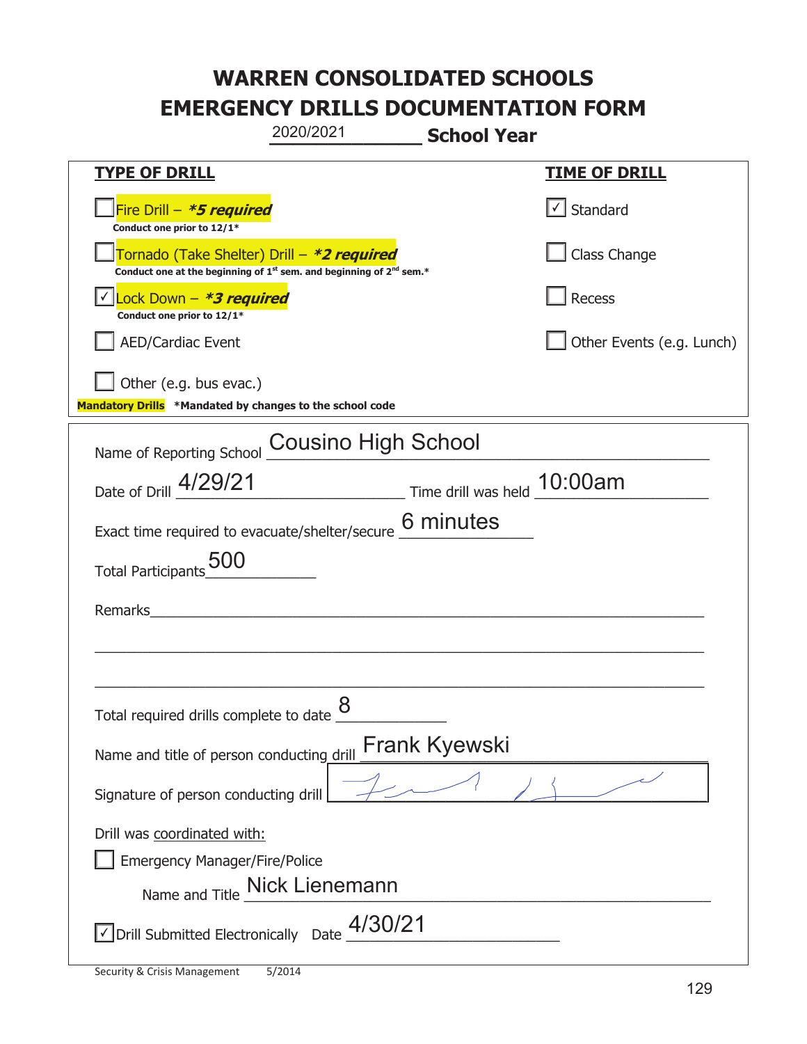# WARREN CONSOLIDATED SCHOOLS
# EMERGENCY DRILLS DOCUMENTATION FORM

2020/2021 **School Year**

| **TYPE OF DRILL** | **TIME OF DRILL** |
|---|---|
| ☐ Fire Drill – ***5 required*** <br> **Conduct one prior to 12/1*** | ☑ Standard |
| ☐ Tornado (Take Shelter) Drill – ***2 required*** <br> **Conduct one at the beginning of 1st sem. and beginning of 2nd sem.*** | ☐ Class Change |
| ☑ Lock Down – ***3 required*** <br> **Conduct one prior to 12/1*** | ☐ Recess |
| ☐ AED/Cardiac Event | ☐ Other Events (e.g. Lunch) |
| ☐ Other (e.g. bus evac.) | |

**Mandatory Drills** ***Mandated by changes to the school code**

Name of Reporting School: Cousino High School

Date of Drill: 4/29/21 Time drill was held: 10:00am

Exact time required to evacuate/shelter/secure: 6 minutes

Total Participants: 500

Remarks: ______________________________

Total required drills complete to date: 8

Name and title of person conducting drill: Frank Kyewski

Signature of person conducting drill: [signature]

Drill was coordinated with:

☐ Emergency Manager/Fire/Police

Name and Title: Nick Lienemann

☑ Drill Submitted Electronically Date: 4/30/21

Security & Crisis Management 5/2014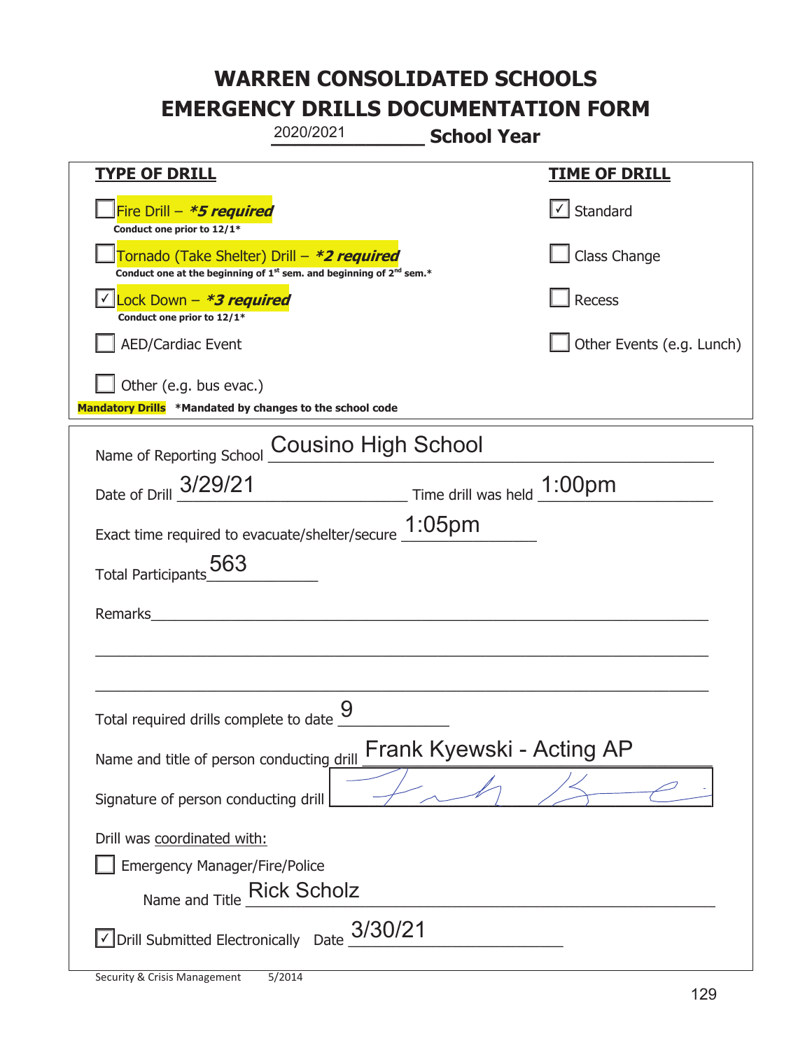# WARREN CONSOLIDATED SCHOOLS
# EMERGENCY DRILLS DOCUMENTATION FORM

2020/2021 **School Year**

| **TYPE OF DRILL** | **TIME OF DRILL** |
|---|---|
| ☐ Fire Drill – ***\*5 required*** Conduct one prior to 12/1\* | ☑ Standard |
| ☐ Tornado (Take Shelter) Drill – ***\*2 required*** Conduct one at the beginning of 1st sem. and beginning of 2nd sem.\* | ☐ Class Change |
| ☑ Lock Down – ***\*3 required*** Conduct one prior to 12/1\* | ☐ Recess |
| ☐ AED/Cardiac Event | ☐ Other Events (e.g. Lunch) |
| ☐ Other (e.g. bus evac.) | |

**Mandatory Drills** **\*Mandated by changes to the school code**

Name of Reporting School: Cousino High School

Date of Drill: 3/29/21 Time drill was held: 1:00pm

Exact time required to evacuate/shelter/secure: 1:05pm

Total Participants: 563

Remarks: ______________________________

Total required drills complete to date: 9

Name and title of person conducting drill: Frank Kyewski - Acting AP

Signature of person conducting drill: [signature]

Drill was coordinated with:

☐ Emergency Manager/Fire/Police

Name and Title: Rick Scholz

☑ Drill Submitted Electronically Date: 3/30/21

Security & Crisis Management 5/2014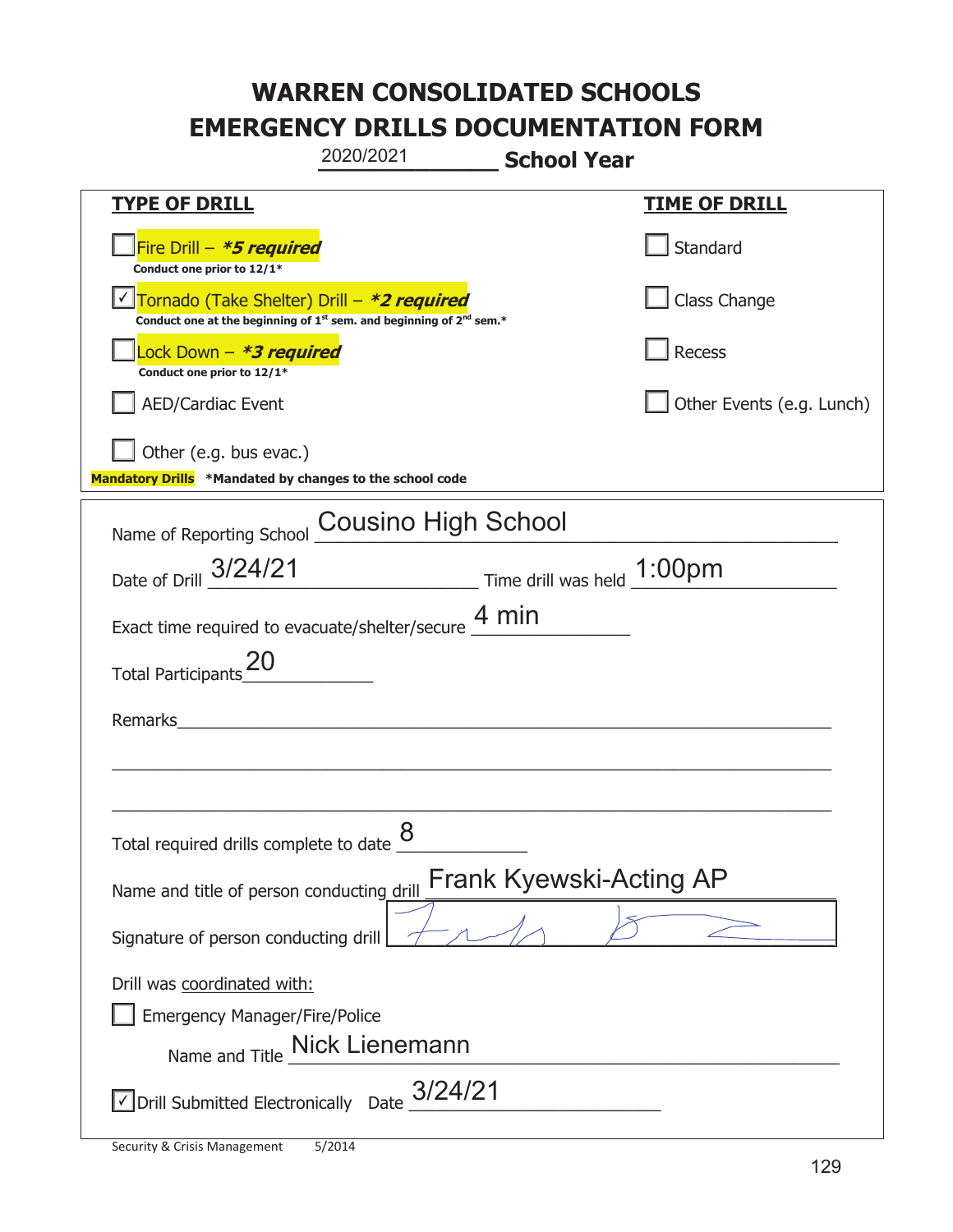# WARREN CONSOLIDATED SCHOOLS
# EMERGENCY DRILLS DOCUMENTATION FORM

2020/2021 **School Year**

| **TYPE OF DRILL** | **TIME OF DRILL** |
| --- | --- |
| ☐ Fire Drill – ***5 required*** <br> **Conduct one prior to 12/1*** | ☐ Standard |
| ☑ Tornado (Take Shelter) Drill – ***2 required*** <br> **Conduct one at the beginning of 1st sem. and beginning of 2nd sem.*** | ☐ Class Change |
| ☐ Lock Down – ***3 required*** <br> **Conduct one prior to 12/1*** | ☐ Recess |
| ☐ AED/Cardiac Event | ☐ Other Events (e.g. Lunch) |
| ☐ Other (e.g. bus evac.) | |

**Mandatory Drills** **\*Mandated by changes to the school code**

Name of Reporting School: Cousino High School

Date of Drill: 3/24/21 Time drill was held: 1:00pm

Exact time required to evacuate/shelter/secure: 4 min

Total Participants: 20

Remarks: ______________________________

Total required drills complete to date: 8

Name and title of person conducting drill: Frank Kyewski-Acting AP

Signature of person conducting drill: [signature]

Drill was coordinated with:

☐ Emergency Manager/Fire/Police

Name and Title: Nick Lienemann

☑ Drill Submitted Electronically Date: 3/24/21

Security & Crisis Management 5/2014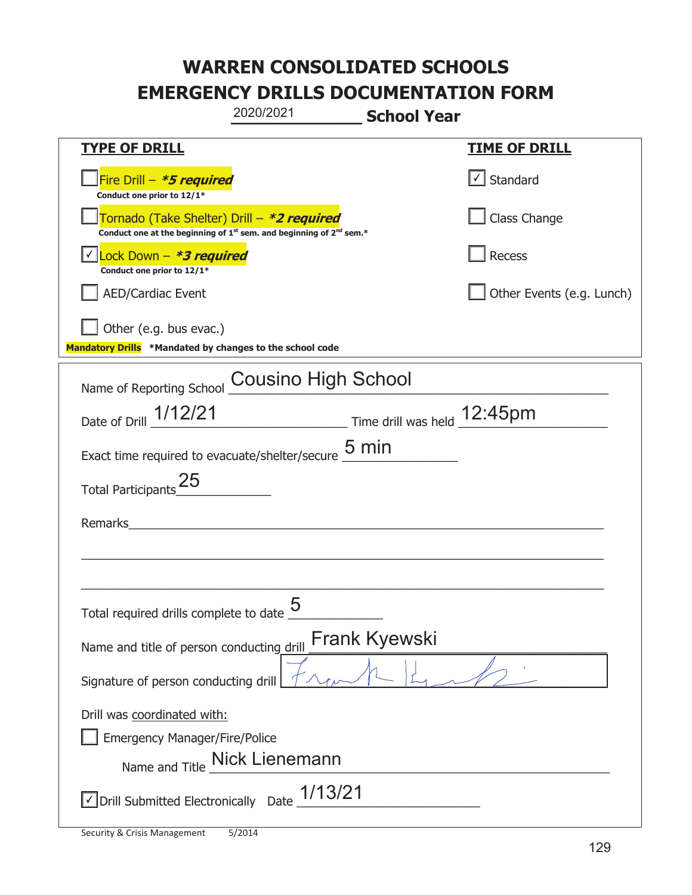# WARREN CONSOLIDATED SCHOOLS
# EMERGENCY DRILLS DOCUMENTATION FORM

2020/2021 **School Year**

| **TYPE OF DRILL** | **TIME OF DRILL** |
|---|---|
| ☐ Fire Drill – ***5 required*** <br> **Conduct one prior to 12/1*** | ☑ Standard |
| ☐ Tornado (Take Shelter) Drill – ***2 required*** <br> **Conduct one at the beginning of 1st sem. and beginning of 2nd sem.*** | ☐ Class Change |
| ☑ Lock Down – ***3 required*** <br> **Conduct one prior to 12/1*** | ☐ Recess |
| ☐ AED/Cardiac Event | ☐ Other Events (e.g. Lunch) |
| ☐ Other (e.g. bus evac.) | |

**Mandatory Drills** **\*Mandated by changes to the school code**

Name of Reporting School: Cousino High School

Date of Drill: 1/12/21 Time drill was held: 12:45pm

Exact time required to evacuate/shelter/secure: 5 min

Total Participants: 25

Remarks: \_\_\_\_\_\_\_\_\_\_\_\_\_\_\_\_\_\_\_\_\_\_\_\_\_\_\_\_\_\_\_\_\_\_\_\_\_\_\_\_\_\_\_\_\_\_\_\_\_\_\_\_\_\_\_

Total required drills complete to date: 5

Name and title of person conducting drill: Frank Kyewski

Signature of person conducting drill: [signature]

Drill was coordinated with:

☐ Emergency Manager/Fire/Police

Name and Title: Nick Lienemann

☑ Drill Submitted Electronically Date: 1/13/21

Security & Crisis Management 5/2014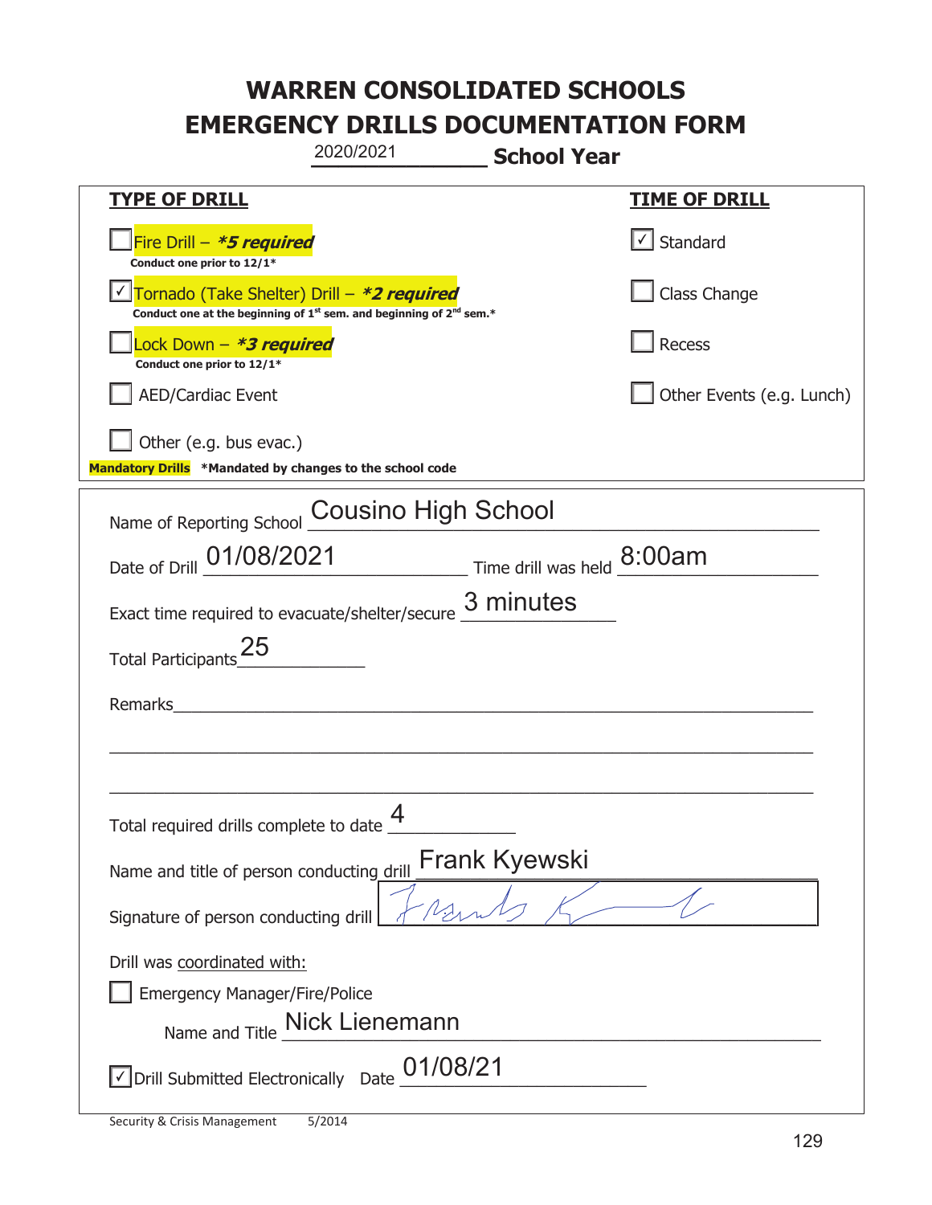# WARREN CONSOLIDATED SCHOOLS
# EMERGENCY DRILLS DOCUMENTATION FORM

2020/2021 **School Year**

| **TYPE OF DRILL** | **TIME OF DRILL** |
|---|---|
| ☐ Fire Drill – ***5 required** <br> **Conduct one prior to 12/1*** | ☑ Standard |
| ☑ Tornado (Take Shelter) Drill – ***2 required** <br> **Conduct one at the beginning of 1st sem. and beginning of 2nd sem.*** | ☐ Class Change |
| ☐ Lock Down – ***3 required** <br> **Conduct one prior to 12/1*** | ☐ Recess |
| ☐ AED/Cardiac Event | ☐ Other Events (e.g. Lunch) |
| ☐ Other (e.g. bus evac.) | |

**Mandatory Drills** **\*Mandated by changes to the school code**

Name of Reporting School: Cousino High School

Date of Drill: 01/08/2021 Time drill was held: 8:00am

Exact time required to evacuate/shelter/secure: 3 minutes

Total Participants: 25

Remarks: ______________________________________________

Total required drills complete to date: 4

Name and title of person conducting drill: Frank Kyewski

Signature of person conducting drill: [signature]

Drill was coordinated with:

☐ Emergency Manager/Fire/Police

Name and Title: Nick Lienemann

☑ Drill Submitted Electronically Date: 01/08/21

Security & Crisis Management 5/2014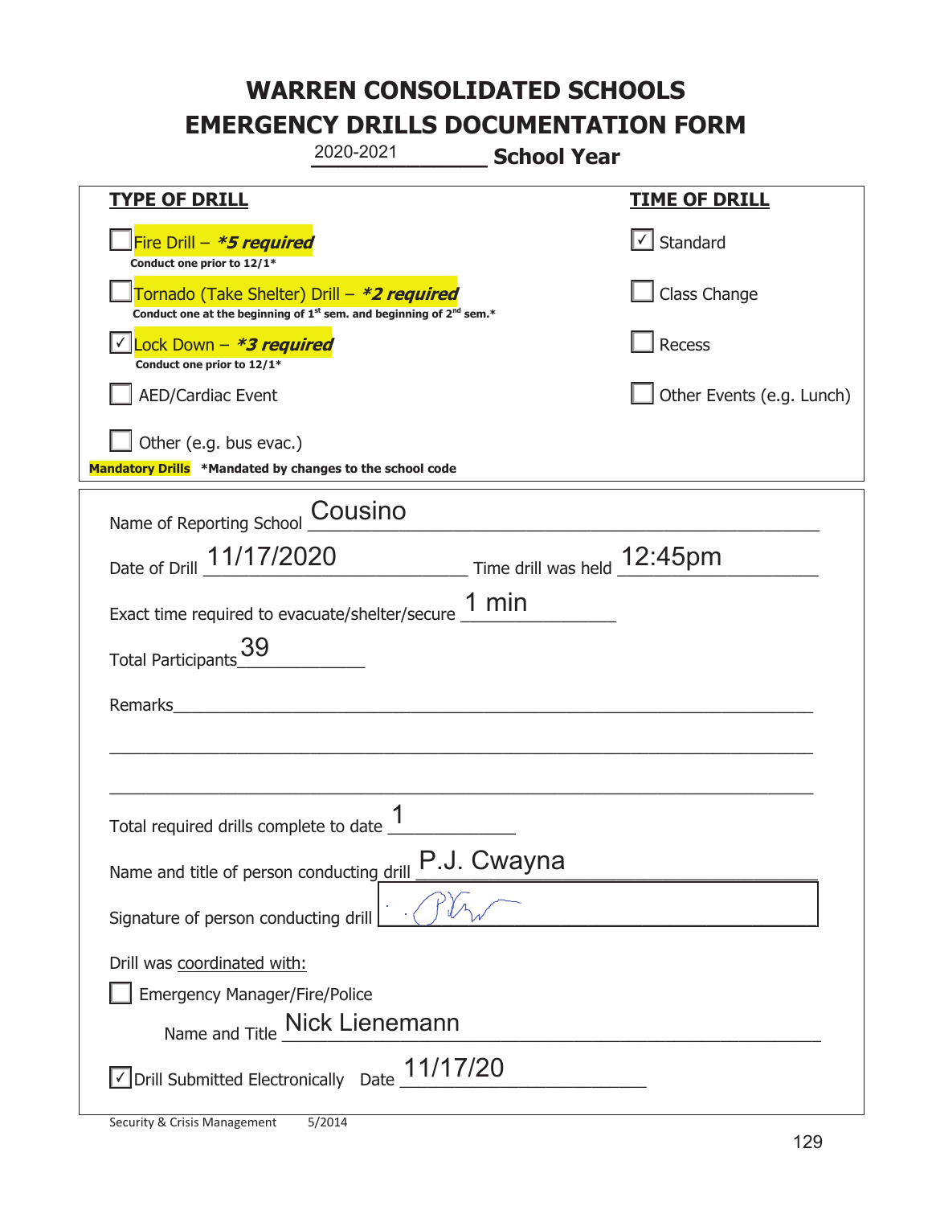# WARREN CONSOLIDATED SCHOOLS
# EMERGENCY DRILLS DOCUMENTATION FORM

2020-2021 **School Year**

| **TYPE OF DRILL** | **TIME OF DRILL** |
|---|---|
| ☐ Fire Drill – ***5 required*** <br> **Conduct one prior to 12/1*** | ☑ Standard |
| ☐ Tornado (Take Shelter) Drill – ***2 required*** <br> **Conduct one at the beginning of 1st sem. and beginning of 2nd sem.*** | ☐ Class Change |
| ☑ Lock Down – ***3 required*** <br> **Conduct one prior to 12/1*** | ☐ Recess |
| ☐ AED/Cardiac Event | ☐ Other Events (e.g. Lunch) |
| ☐ Other (e.g. bus evac.) | |

**Mandatory Drills** **\*Mandated by changes to the school code**

Name of Reporting School: Cousino

Date of Drill: 11/17/2020 Time drill was held: 12:45pm

Exact time required to evacuate/shelter/secure: 1 min

Total Participants: 39

Remarks: ________________________________________________

Total required drills complete to date: 1

Name and title of person conducting drill: P.J. Cwayna

Signature of person conducting drill: [signature]

Drill was coordinated with:

☐ Emergency Manager/Fire/Police

Name and Title: Nick Lienemann

☑ Drill Submitted Electronically Date: 11/17/20

Security & Crisis Management 5/2014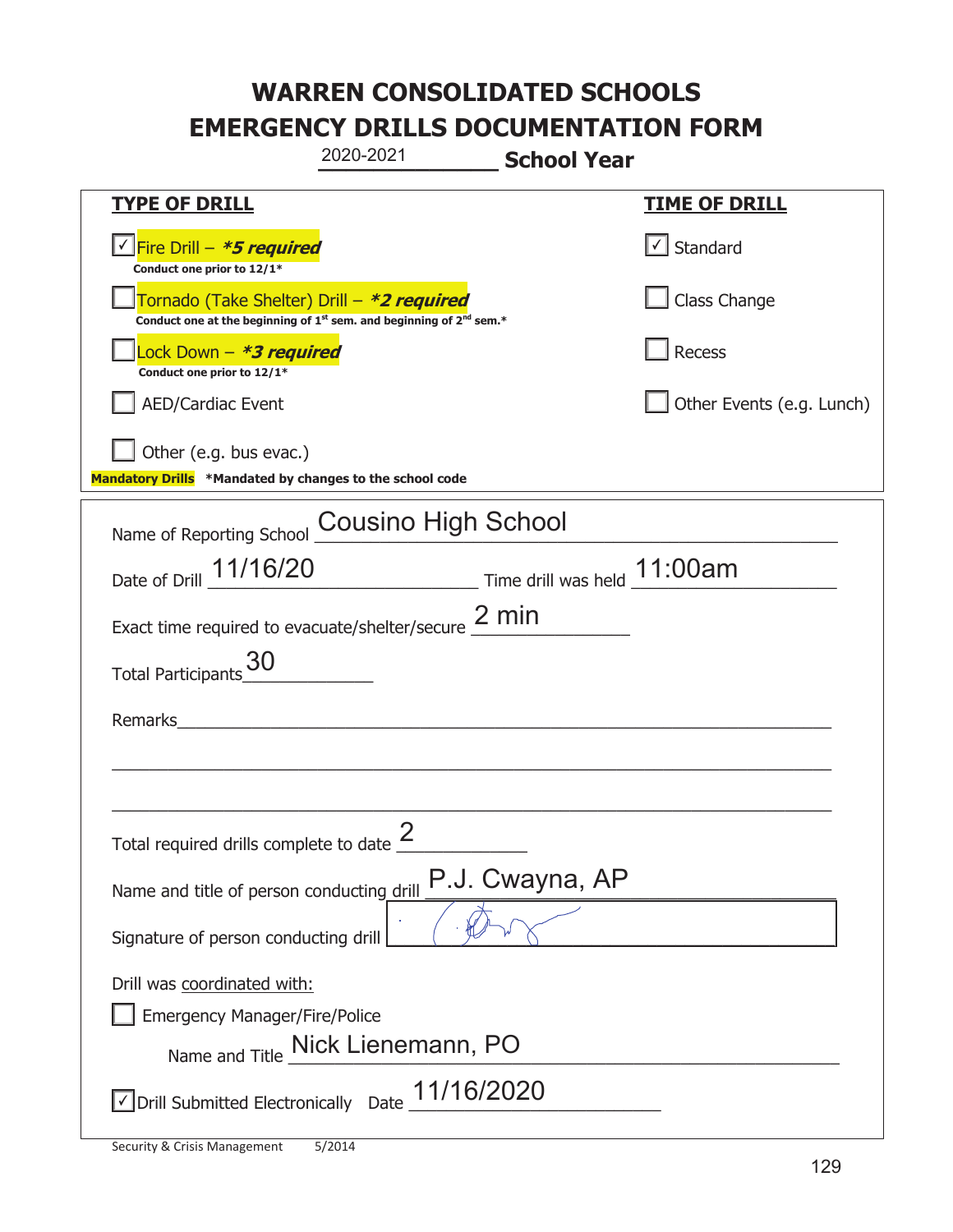# WARREN CONSOLIDATED SCHOOLS
# EMERGENCY DRILLS DOCUMENTATION FORM

2020-2021 **School Year**

| **TYPE OF DRILL** | **TIME OF DRILL** |
|---|---|
| ☑ Fire Drill – ***5 required*** <br> **Conduct one prior to 12/1*** | ☑ Standard |
| ☐ Tornado (Take Shelter) Drill – ***2 required*** <br> **Conduct one at the beginning of 1st sem. and beginning of 2nd sem.*** | ☐ Class Change |
| ☐ Lock Down – ***3 required*** <br> **Conduct one prior to 12/1*** | ☐ Recess |
| ☐ AED/Cardiac Event | ☐ Other Events (e.g. Lunch) |
| ☐ Other (e.g. bus evac.) | |

**Mandatory Drills** **\*Mandated by changes to the school code**

Name of Reporting School: Cousino High School

Date of Drill: 11/16/20 Time drill was held: 11:00am

Exact time required to evacuate/shelter/secure: 2 min

Total Participants: 30

Remarks:

Total required drills complete to date: 2

Name and title of person conducting drill: P.J. Cwayna, AP

Signature of person conducting drill: [signature]

Drill was coordinated with:

☐ Emergency Manager/Fire/Police

Name and Title: Nick Lienemann, PO

☑ Drill Submitted Electronically Date: 11/16/2020

Security & Crisis Management 5/2014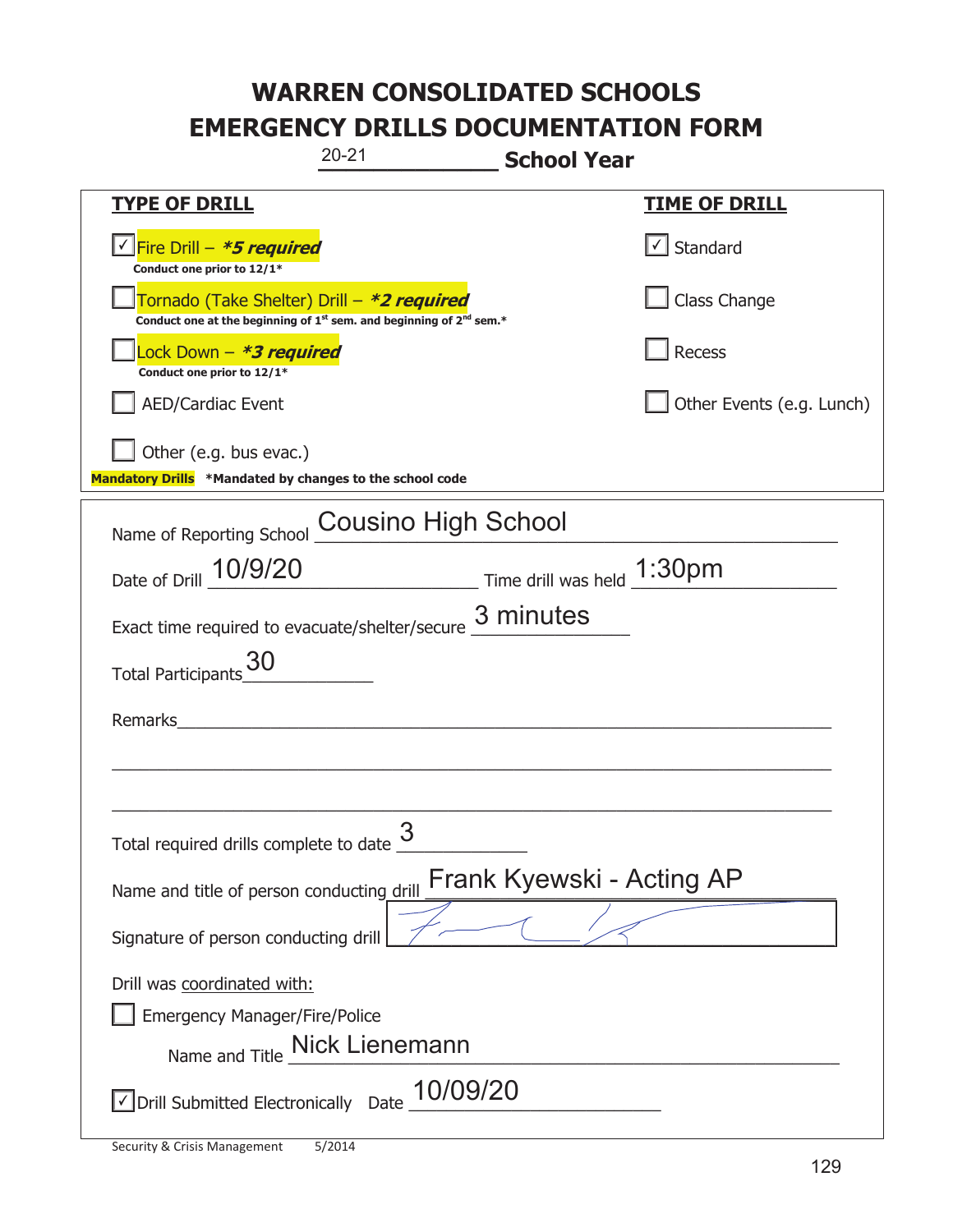# WARREN CONSOLIDATED SCHOOLS
# EMERGENCY DRILLS DOCUMENTATION FORM

20-21 **School Year**

| **TYPE OF DRILL** | **TIME OF DRILL** |
|---|---|
| ☑ Fire Drill – ***5 required*** Conduct one prior to 12/1* | ☑ Standard |
| ☐ Tornado (Take Shelter) Drill – ***2 required*** Conduct one at the beginning of 1st sem. and beginning of 2nd sem.* | ☐ Class Change |
| ☐ Lock Down – ***3 required*** Conduct one prior to 12/1* | ☐ Recess |
| ☐ AED/Cardiac Event | ☐ Other Events (e.g. Lunch) |
| ☐ Other (e.g. bus evac.) | |

**Mandatory Drills** ***Mandated by changes to the school code**

Name of Reporting School: Cousino High School

Date of Drill: 10/9/20 Time drill was held: 1:30pm

Exact time required to evacuate/shelter/secure: 3 minutes

Total Participants: 30

Remarks: ______________________________

Total required drills complete to date: 3

Name and title of person conducting drill: Frank Kyewski - Acting AP

Signature of person conducting drill: [signature]

Drill was coordinated with:

☐ Emergency Manager/Fire/Police

Name and Title: Nick Lienemann

☑ Drill Submitted Electronically Date: 10/09/20

Security & Crisis Management 5/2014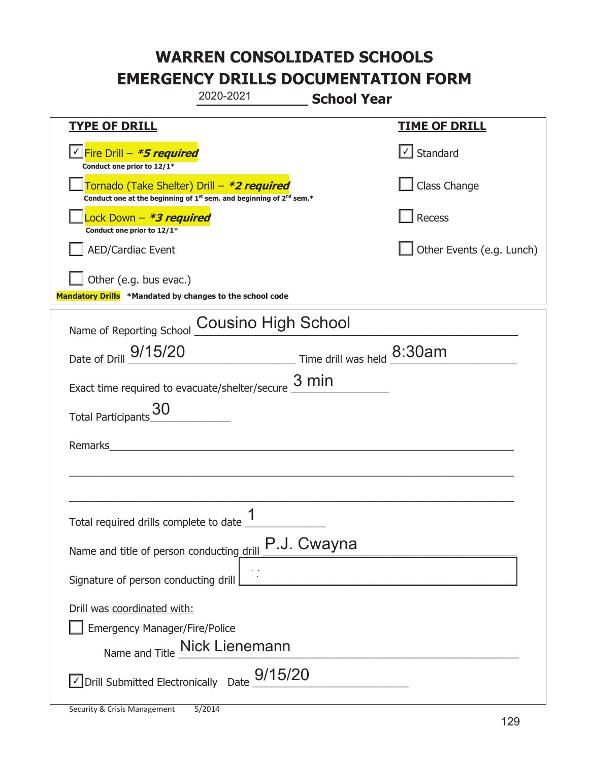# WARREN CONSOLIDATED SCHOOLS
# EMERGENCY DRILLS DOCUMENTATION FORM

2020-2021 **School Year**

| **TYPE OF DRILL** | **TIME OF DRILL** |
|---|---|
| ☑ Fire Drill – ***5 required** <br> **Conduct one prior to 12/1*** | ☑ Standard |
| ☐ Tornado (Take Shelter) Drill – ***2 required** <br> **Conduct one at the beginning of 1st sem. and beginning of 2nd sem.*** | ☐ Class Change |
| ☐ Lock Down – ***3 required** <br> **Conduct one prior to 12/1*** | ☐ Recess |
| ☐ AED/Cardiac Event | ☐ Other Events (e.g. Lunch) |
| ☐ Other (e.g. bus evac.) | |

**Mandatory Drills** ***Mandated by changes to the school code**

Name of Reporting School: Cousino High School

Date of Drill: 9/15/20 Time drill was held: 8:30am

Exact time required to evacuate/shelter/secure: 3 min

Total Participants: 30

Remarks: ____________________

Total required drills complete to date: 1

Name and title of person conducting drill: P.J. Cwayna

Signature of person conducting drill: ____________________

Drill was coordinated with:

☐ Emergency Manager/Fire/Police

Name and Title: Nick Lienemann

☑ Drill Submitted Electronically Date: 9/15/20

Security & Crisis Management 5/2014